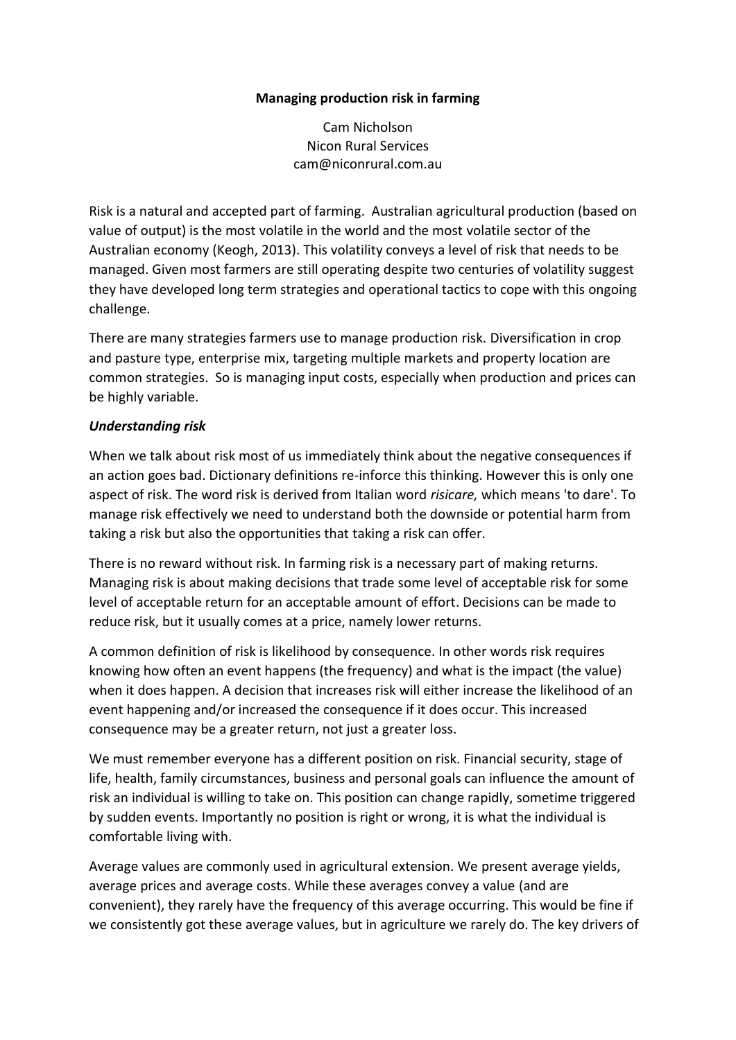# Managing production risk in farming

Cam Nicholson
Nicon Rural Services
cam@niconrural.com.au

Risk is a natural and accepted part of farming. Australian agricultural production (based on value of output) is the most volatile in the world and the most volatile sector of the Australian economy (Keogh, 2013). This volatility conveys a level of risk that needs to be managed. Given most farmers are still operating despite two centuries of volatility suggest they have developed long term strategies and operational tactics to cope with this ongoing challenge.

There are many strategies farmers use to manage production risk. Diversification in crop and pasture type, enterprise mix, targeting multiple markets and property location are common strategies. So is managing input costs, especially when production and prices can be highly variable.

### *Understanding risk*

When we talk about risk most of us immediately think about the negative consequences if an action goes bad. Dictionary definitions re-inforce this thinking. However this is only one aspect of risk. The word risk is derived from Italian word *risicare,* which means 'to dare'. To manage risk effectively we need to understand both the downside or potential harm from taking a risk but also the opportunities that taking a risk can offer.

There is no reward without risk. In farming risk is a necessary part of making returns. Managing risk is about making decisions that trade some level of acceptable risk for some level of acceptable return for an acceptable amount of effort. Decisions can be made to reduce risk, but it usually comes at a price, namely lower returns.

A common definition of risk is likelihood by consequence. In other words risk requires knowing how often an event happens (the frequency) and what is the impact (the value) when it does happen. A decision that increases risk will either increase the likelihood of an event happening and/or increased the consequence if it does occur. This increased consequence may be a greater return, not just a greater loss.

We must remember everyone has a different position on risk. Financial security, stage of life, health, family circumstances, business and personal goals can influence the amount of risk an individual is willing to take on. This position can change rapidly, sometime triggered by sudden events. Importantly no position is right or wrong, it is what the individual is comfortable living with.

Average values are commonly used in agricultural extension. We present average yields, average prices and average costs. While these averages convey a value (and are convenient), they rarely have the frequency of this average occurring. This would be fine if we consistently got these average values, but in agriculture we rarely do. The key drivers of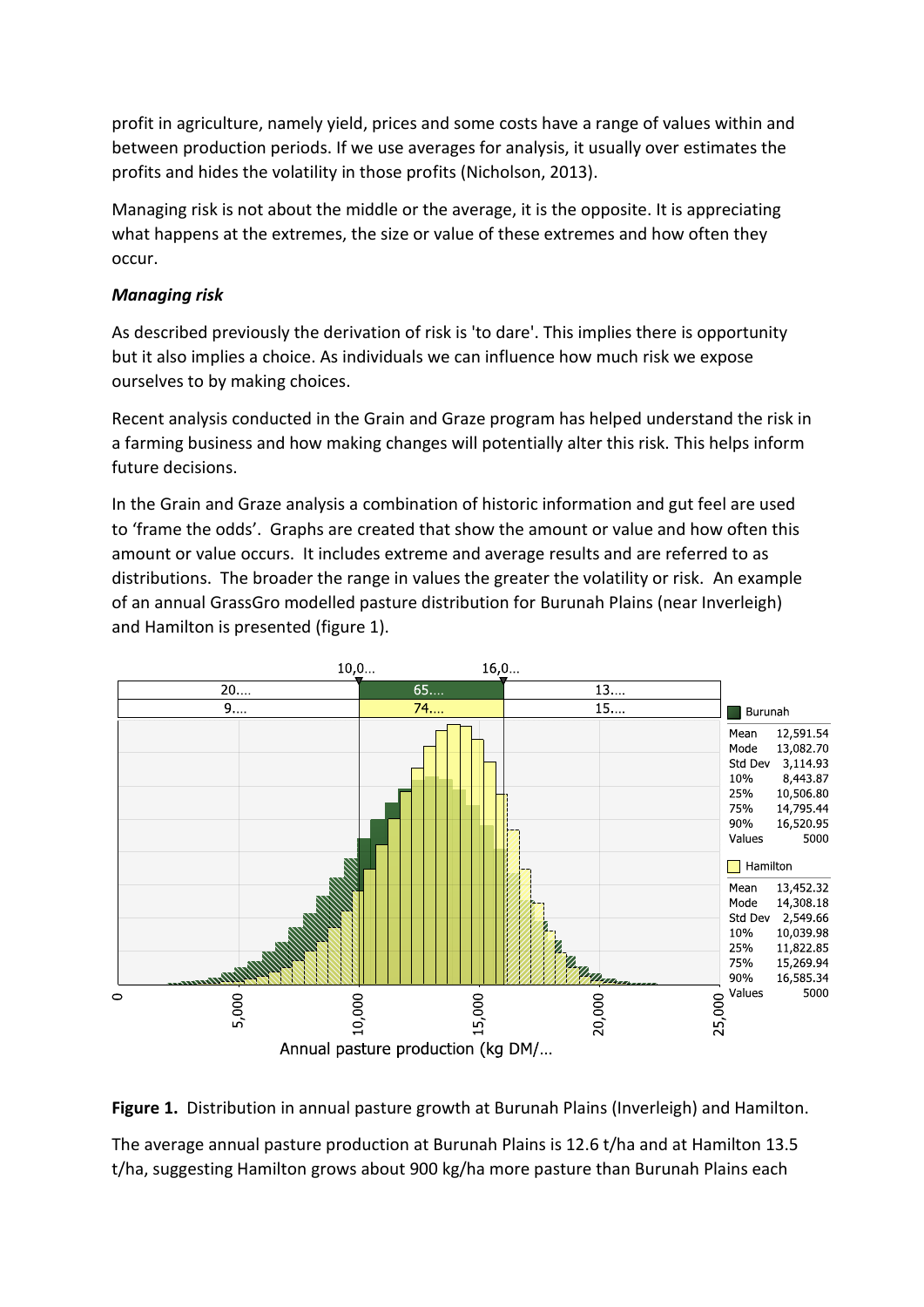profit in agriculture, namely yield, prices and some costs have a range of values within and between production periods. If we use averages for analysis, it usually over estimates the profits and hides the volatility in those profits (Nicholson, 2013).

Managing risk is not about the middle or the average, it is the opposite. It is appreciating what happens at the extremes, the size or value of these extremes and how often they occur.

***Managing risk***

As described previously the derivation of risk is 'to dare'. This implies there is opportunity but it also implies a choice. As individuals we can influence how much risk we expose ourselves to by making choices.

Recent analysis conducted in the Grain and Graze program has helped understand the risk in a farming business and how making changes will potentially alter this risk. This helps inform future decisions.

In the Grain and Graze analysis a combination of historic information and gut feel are used to 'frame the odds'. Graphs are created that show the amount or value and how often this amount or value occurs. It includes extreme and average results and are referred to as distributions. The broader the range in values the greater the volatility or risk. An example of an annual GrassGro modelled pasture distribution for Burunah Plains (near Inverleigh) and Hamilton is presented (figure 1).

| | Burunah | Hamilton |
|---|---|---|
| Mean | 12,591.54 | 13,452.32 |
| Mode | 13,082.70 | 14,308.18 |
| Std Dev | 3,114.93 | 2,549.66 |
| 10% | 8,443.87 | 10,039.98 |
| 25% | 10,506.80 | 11,822.85 |
| 75% | 14,795.44 | 15,269.94 |
| 90% | 16,520.95 | 16,585.34 |
| Values | 5000 | 5000 |

**Figure 1.** Distribution in annual pasture growth at Burunah Plains (Inverleigh) and Hamilton.

The average annual pasture production at Burunah Plains is 12.6 t/ha and at Hamilton 13.5 t/ha, suggesting Hamilton grows about 900 kg/ha more pasture than Burunah Plains each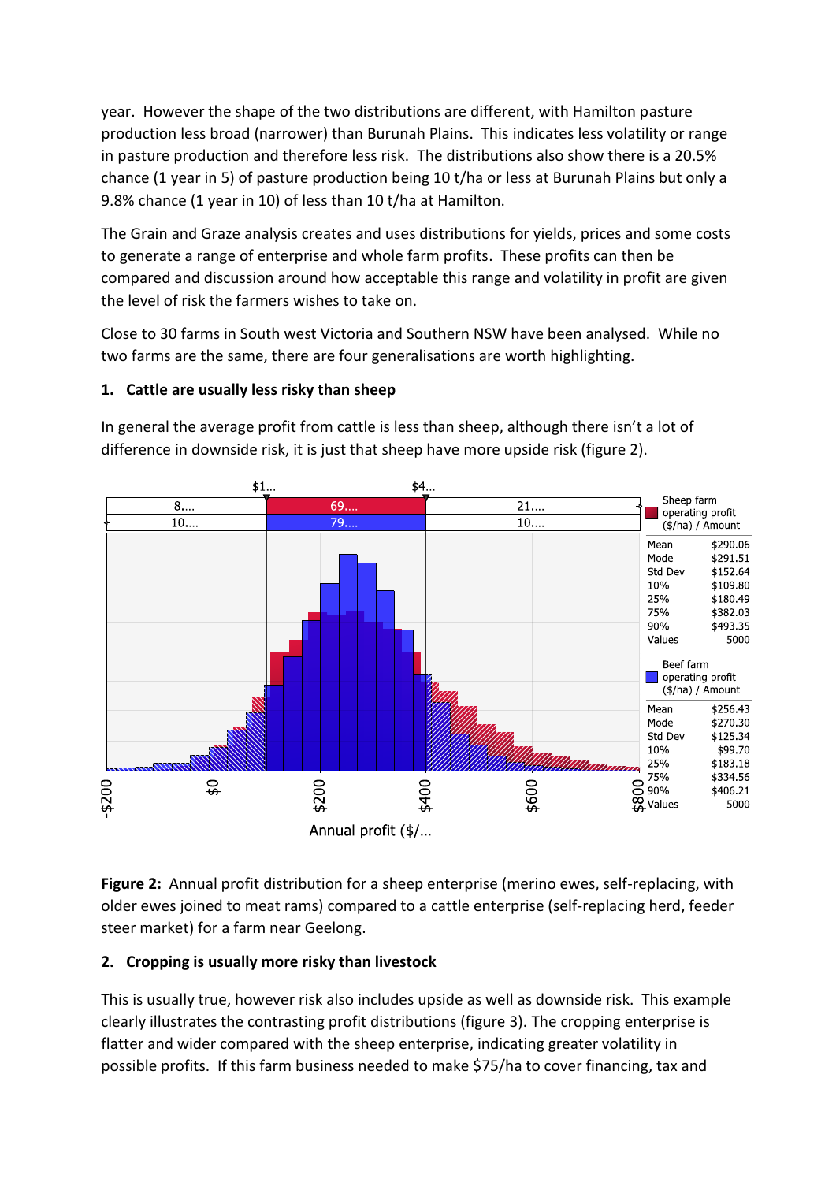year. However the shape of the two distributions are different, with Hamilton pasture production less broad (narrower) than Burunah Plains. This indicates less volatility or range in pasture production and therefore less risk. The distributions also show there is a 20.5% chance (1 year in 5) of pasture production being 10 t/ha or less at Burunah Plains but only a 9.8% chance (1 year in 10) of less than 10 t/ha at Hamilton.

The Grain and Graze analysis creates and uses distributions for yields, prices and some costs to generate a range of enterprise and whole farm profits. These profits can then be compared and discussion around how acceptable this range and volatility in profit are given the level of risk the farmers wishes to take on.

Close to 30 farms in South west Victoria and Southern NSW have been analysed. While no two farms are the same, there are four generalisations are worth highlighting.

### 1. Cattle are usually less risky than sheep

In general the average profit from cattle is less than sheep, although there isn't a lot of difference in downside risk, it is just that sheep have more upside risk (figure 2).

| Sheep farm operating profit ($/ha) / Amount | |
|---|---|
| Mean | $290.06 |
| Mode | $291.51 |
| Std Dev | $152.64 |
| 10% | $109.80 |
| 25% | $180.49 |
| 75% | $382.03 |
| 90% | $493.35 |
| Values | 5000 |

| Beef farm operating profit ($/ha) / Amount | |
|---|---|
| Mean | $256.43 |
| Mode | $270.30 |
| Std Dev | $125.34 |
| 10% | $99.70 |
| 25% | $183.18 |
| 75% | $334.56 |
| 90% | $406.21 |
| Values | 5000 |

**Figure 2:** Annual profit distribution for a sheep enterprise (merino ewes, self-replacing, with older ewes joined to meat rams) compared to a cattle enterprise (self-replacing herd, feeder steer market) for a farm near Geelong.

### 2. Cropping is usually more risky than livestock

This is usually true, however risk also includes upside as well as downside risk. This example clearly illustrates the contrasting profit distributions (figure 3). The cropping enterprise is flatter and wider compared with the sheep enterprise, indicating greater volatility in possible profits. If this farm business needed to make $75/ha to cover financing, tax and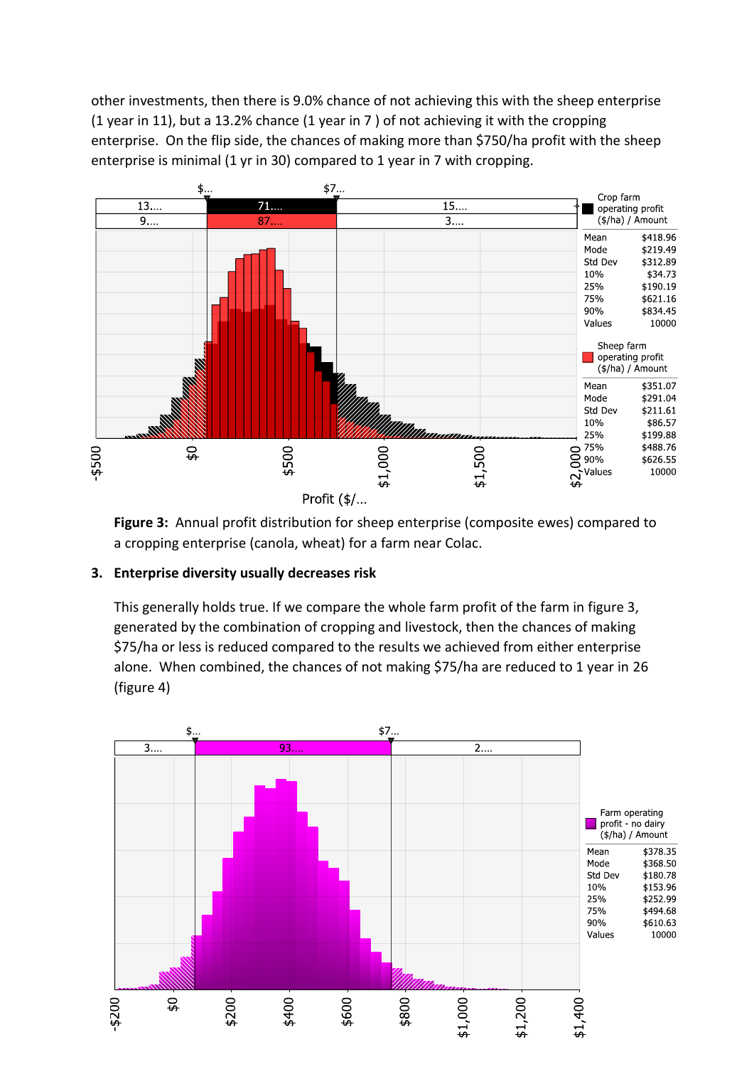other investments, then there is 9.0% chance of not achieving this with the sheep enterprise (1 year in 11), but a 13.2% chance (1 year in 7 ) of not achieving it with the cropping enterprise. On the flip side, the chances of making more than $750/ha profit with the sheep enterprise is minimal (1 yr in 30) compared to 1 year in 7 with cropping.

| | Crop farm operating profit ($/ha) / Amount | Sheep farm operating profit ($/ha) / Amount |
|---|---|---|
| Mean | $418.96 | $351.07 |
| Mode | $219.49 | $291.04 |
| Std Dev | $312.89 | $211.61 |
| 10% | $34.73 | $86.57 |
| 25% | $190.19 | $199.88 |
| 75% | $621.16 | $488.76 |
| 90% | $834.45 | $626.55 |
| Values | 10000 | 10000 |

**Figure 3:** Annual profit distribution for sheep enterprise (composite ewes) compared to a cropping enterprise (canola, wheat) for a farm near Colac.

### 3. Enterprise diversity usually decreases risk

This generally holds true. If we compare the whole farm profit of the farm in figure 3, generated by the combination of cropping and livestock, then the chances of making $75/ha or less is reduced compared to the results we achieved from either enterprise alone. When combined, the chances of not making $75/ha are reduced to 1 year in 26 (figure 4)

| | Farm operating profit - no dairy ($/ha) / Amount |
|---|---|
| Mean | $378.35 |
| Mode | $368.50 |
| Std Dev | $180.78 |
| 10% | $153.96 |
| 25% | $252.99 |
| 75% | $494.68 |
| 90% | $610.63 |
| Values | 10000 |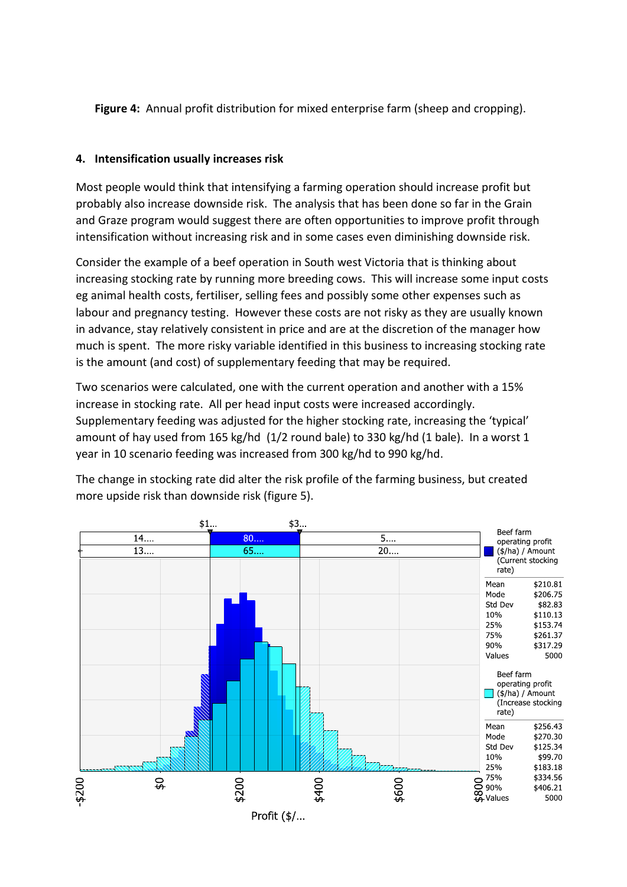**Figure 4:** Annual profit distribution for mixed enterprise farm (sheep and cropping).

## 4. Intensification usually increases risk

Most people would think that intensifying a farming operation should increase profit but probably also increase downside risk. The analysis that has been done so far in the Grain and Graze program would suggest there are often opportunities to improve profit through intensification without increasing risk and in some cases even diminishing downside risk.

Consider the example of a beef operation in South west Victoria that is thinking about increasing stocking rate by running more breeding cows. This will increase some input costs eg animal health costs, fertiliser, selling fees and possibly some other expenses such as labour and pregnancy testing. However these costs are not risky as they are usually known in advance, stay relatively consistent in price and are at the discretion of the manager how much is spent. The more risky variable identified in this business to increasing stocking rate is the amount (and cost) of supplementary feeding that may be required.

Two scenarios were calculated, one with the current operation and another with a 15% increase in stocking rate. All per head input costs were increased accordingly. Supplementary feeding was adjusted for the higher stocking rate, increasing the 'typical' amount of hay used from 165 kg/hd (1/2 round bale) to 330 kg/hd (1 bale). In a worst 1 year in 10 scenario feeding was increased from 300 kg/hd to 990 kg/hd.

The change in stocking rate did alter the risk profile of the farming business, but created more upside risk than downside risk (figure 5).

| | Beef farm operating profit ($/ha) / Amount (Current stocking rate) | Beef farm operating profit ($/ha) / Amount (Increase stocking rate) |
|---|---|---|
| Mean | $210.81 | $256.43 |
| Mode | $206.75 | $270.30 |
| Std Dev | $82.83 | $125.34 |
| 10% | $110.13 | $99.70 |
| 25% | $153.74 | $183.18 |
| 75% | $261.37 | $334.56 |
| 90% | $317.29 | $406.21 |
| Values | 5000 | 5000 |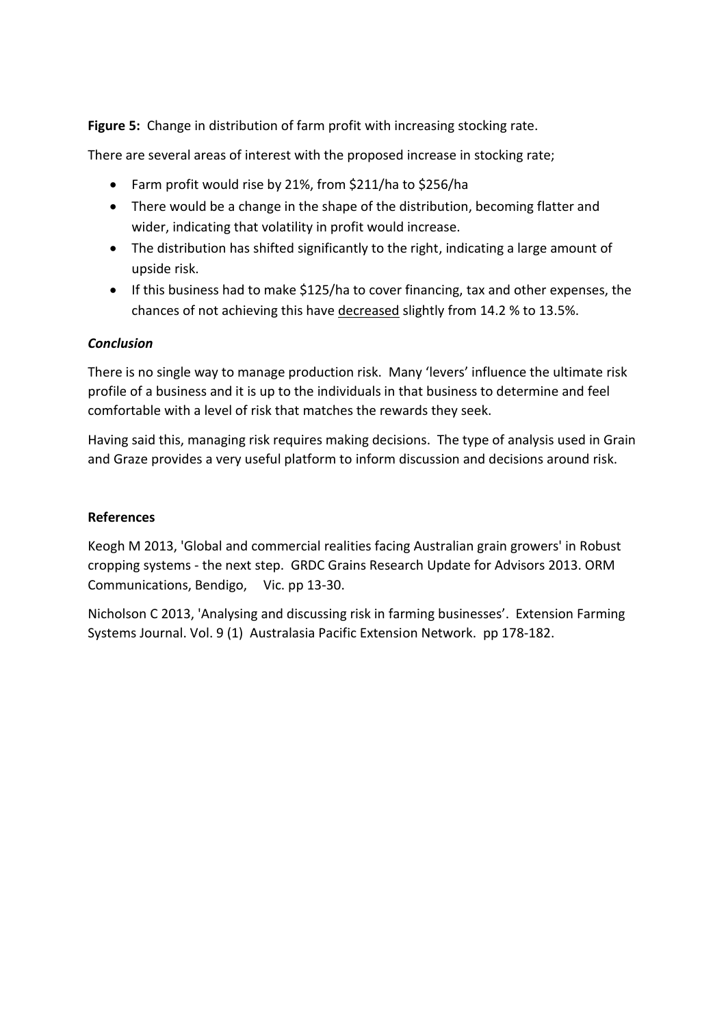**Figure 5:** Change in distribution of farm profit with increasing stocking rate.

There are several areas of interest with the proposed increase in stocking rate;

- Farm profit would rise by 21%, from $211/ha to $256/ha
- There would be a change in the shape of the distribution, becoming flatter and wider, indicating that volatility in profit would increase.
- The distribution has shifted significantly to the right, indicating a large amount of upside risk.
- If this business had to make $125/ha to cover financing, tax and other expenses, the chances of not achieving this have <u>decreased</u> slightly from 14.2 % to 13.5%.

### *Conclusion*

There is no single way to manage production risk. Many 'levers' influence the ultimate risk profile of a business and it is up to the individuals in that business to determine and feel comfortable with a level of risk that matches the rewards they seek.

Having said this, managing risk requires making decisions. The type of analysis used in Grain and Graze provides a very useful platform to inform discussion and decisions around risk.

### References

Keogh M 2013, 'Global and commercial realities facing Australian grain growers' in Robust cropping systems - the next step. GRDC Grains Research Update for Advisors 2013. ORM Communications, Bendigo, Vic. pp 13-30.

Nicholson C 2013, 'Analysing and discussing risk in farming businesses'. Extension Farming Systems Journal. Vol. 9 (1) Australasia Pacific Extension Network. pp 178-182.